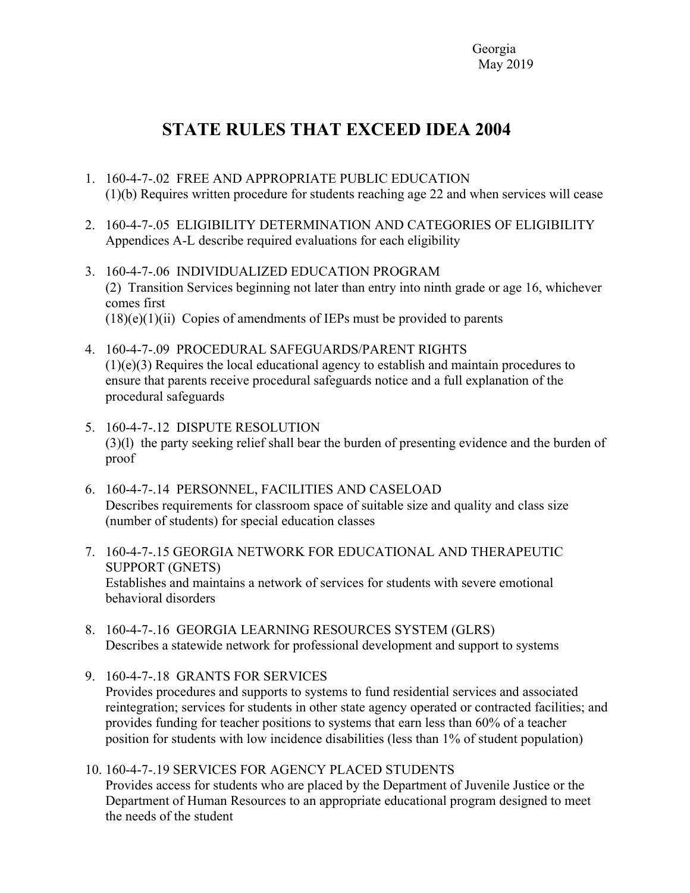Georgia
May 2019

# STATE RULES THAT EXCEED IDEA 2004

1. 160-4-7-.02 FREE AND APPROPRIATE PUBLIC EDUCATION
   (1)(b) Requires written procedure for students reaching age 22 and when services will cease

2. 160-4-7-.05 ELIGIBILITY DETERMINATION AND CATEGORIES OF ELIGIBILITY
   Appendices A-L describe required evaluations for each eligibility

3. 160-4-7-.06 INDIVIDUALIZED EDUCATION PROGRAM
   (2) Transition Services beginning not later than entry into ninth grade or age 16, whichever comes first
   (18)(e)(1)(ii) Copies of amendments of IEPs must be provided to parents

4. 160-4-7-.09 PROCEDURAL SAFEGUARDS/PARENT RIGHTS
   (1)(e)(3) Requires the local educational agency to establish and maintain procedures to ensure that parents receive procedural safeguards notice and a full explanation of the procedural safeguards

5. 160-4-7-.12 DISPUTE RESOLUTION
   (3)(l) the party seeking relief shall bear the burden of presenting evidence and the burden of proof

6. 160-4-7-.14 PERSONNEL, FACILITIES AND CASELOAD
   Describes requirements for classroom space of suitable size and quality and class size (number of students) for special education classes

7. 160-4-7-.15 GEORGIA NETWORK FOR EDUCATIONAL AND THERAPEUTIC SUPPORT (GNETS)
   Establishes and maintains a network of services for students with severe emotional behavioral disorders

8. 160-4-7-.16 GEORGIA LEARNING RESOURCES SYSTEM (GLRS)
   Describes a statewide network for professional development and support to systems

9. 160-4-7-.18 GRANTS FOR SERVICES
   Provides procedures and supports to systems to fund residential services and associated reintegration; services for students in other state agency operated or contracted facilities; and provides funding for teacher positions to systems that earn less than 60% of a teacher position for students with low incidence disabilities (less than 1% of student population)

10. 160-4-7-.19 SERVICES FOR AGENCY PLACED STUDENTS
    Provides access for students who are placed by the Department of Juvenile Justice or the Department of Human Resources to an appropriate educational program designed to meet the needs of the student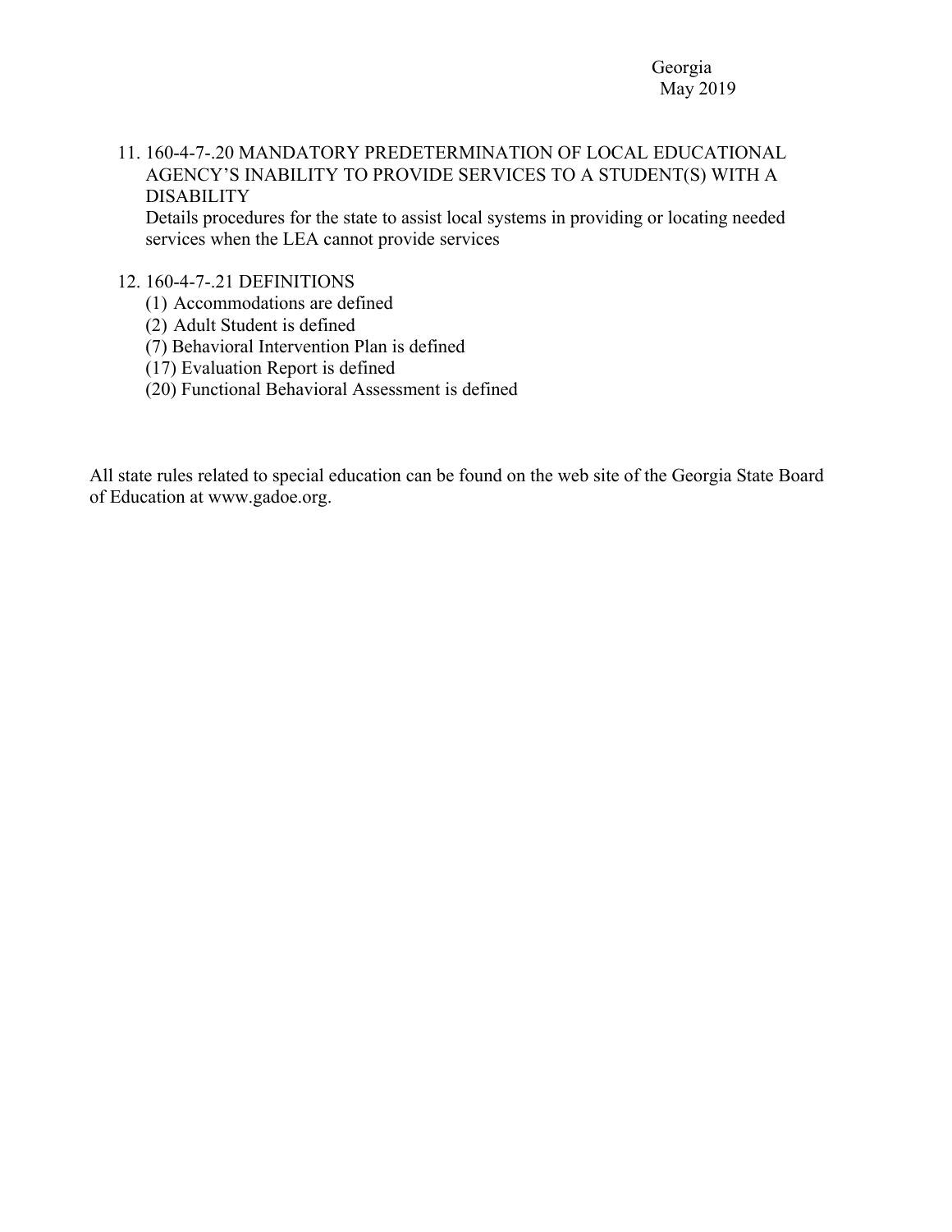11. 160-4-7-.20 MANDATORY PREDETERMINATION OF LOCAL EDUCATIONAL AGENCY'S INABILITY TO PROVIDE SERVICES TO A STUDENT(S) WITH A DISABILITY
    Details procedures for the state to assist local systems in providing or locating needed services when the LEA cannot provide services

12. 160-4-7-.21 DEFINITIONS
    (1) Accommodations are defined
    (2) Adult Student is defined
    (7) Behavioral Intervention Plan is defined
    (17) Evaluation Report is defined
    (20) Functional Behavioral Assessment is defined

All state rules related to special education can be found on the web site of the Georgia State Board of Education at www.gadoe.org.